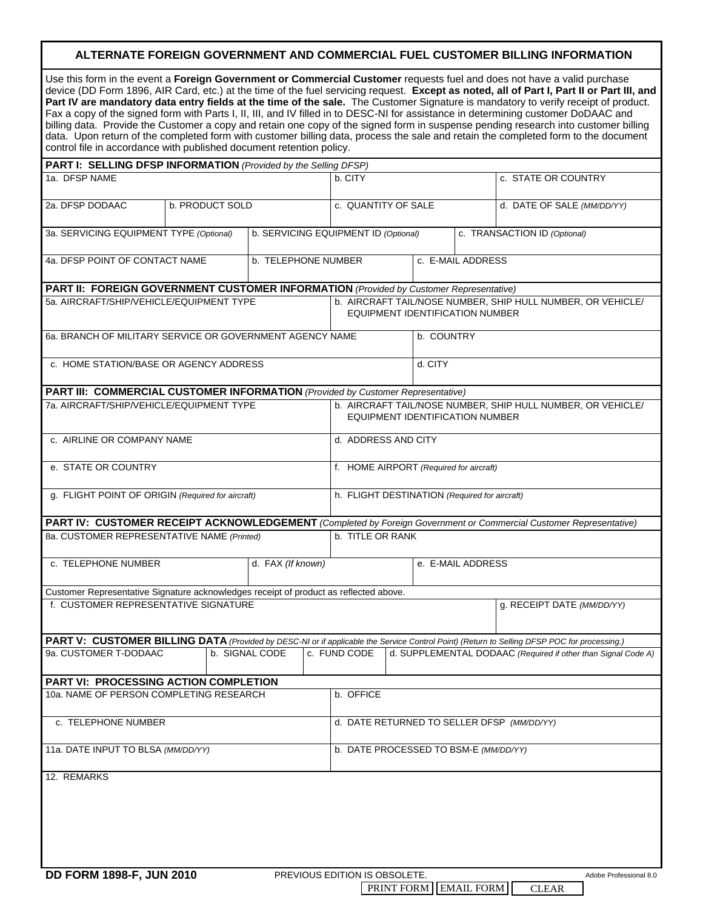# ALTERNATE FOREIGN GOVERNMENT AND COMMERCIAL FUEL CUSTOMER BILLING INFORMATION

Use this form in the event a **Foreign Government or Commercial Customer** requests fuel and does not have a valid purchase device (DD Form 1896, AIR Card, etc.) at the time of the fuel servicing request. **Except as noted, all of Part I, Part II or Part III, and Part IV are mandatory data entry fields at the time of the sale.** The Customer Signature is mandatory to verify receipt of product. Fax a copy of the signed form with Parts I, II, III, and IV filled in to DESC-NI for assistance in determining customer DoDAAC and billing data. Provide the Customer a copy and retain one copy of the signed form in suspense pending research into customer billing data. Upon return of the completed form with customer billing data, process the sale and retain the completed form to the document control file in accordance with published document retention policy.

## PART I: SELLING DFSP INFORMATION *(Provided by the Selling DFSP)*

| 1a. DFSP NAME | b. CITY | c. STATE OR COUNTRY |
|---|---|---|
| | | |

| 2a. DFSP DODAAC | b. PRODUCT SOLD | c. QUANTITY OF SALE | d. DATE OF SALE *(MM/DD/YY)* |
|---|---|---|---|
| | | | |

| 3a. SERVICING EQUIPMENT TYPE *(Optional)* | b. SERVICING EQUIPMENT ID *(Optional)* | c. TRANSACTION ID *(Optional)* |
|---|---|---|
| | | |

| 4a. DFSP POINT OF CONTACT NAME | b. TELEPHONE NUMBER | c. E-MAIL ADDRESS |
|---|---|---|
| | | |

## PART II: FOREIGN GOVERNMENT CUSTOMER INFORMATION *(Provided by Customer Representative)*

| 5a. AIRCRAFT/SHIP/VEHICLE/EQUIPMENT TYPE | b. AIRCRAFT TAIL/NOSE NUMBER, SHIP HULL NUMBER, OR VEHICLE/ EQUIPMENT IDENTIFICATION NUMBER |
|---|---|
| | |

| 6a. BRANCH OF MILITARY SERVICE OR GOVERNMENT AGENCY NAME | b. COUNTRY |
|---|---|
| | |
| **c. HOME STATION/BASE OR AGENCY ADDRESS** | **d. CITY** |
| | |

## PART III: COMMERCIAL CUSTOMER INFORMATION *(Provided by Customer Representative)*

| 7a. AIRCRAFT/SHIP/VEHICLE/EQUIPMENT TYPE | b. AIRCRAFT TAIL/NOSE NUMBER, SHIP HULL NUMBER, OR VEHICLE/ EQUIPMENT IDENTIFICATION NUMBER |
|---|---|
| | |
| **c. AIRLINE OR COMPANY NAME** | **d. ADDRESS AND CITY** |
| | |
| **e. STATE OR COUNTRY** | **f. HOME AIRPORT** *(Required for aircraft)* |
| | |
| **g. FLIGHT POINT OF ORIGIN** *(Required for aircraft)* | **h. FLIGHT DESTINATION** *(Required for aircraft)* |
| | |

## PART IV: CUSTOMER RECEIPT ACKNOWLEDGEMENT *(Completed by Foreign Government or Commercial Customer Representative)*

| 8a. CUSTOMER REPRESENTATIVE NAME *(Printed)* | b. TITLE OR RANK |
|---|---|
| | |

| c. TELEPHONE NUMBER | d. FAX *(If known)* | e. E-MAIL ADDRESS |
|---|---|---|
| | | |

Customer Representative Signature acknowledges receipt of product as reflected above.

| f. CUSTOMER REPRESENTATIVE SIGNATURE | g. RECEIPT DATE *(MM/DD/YY)* |
|---|---|
| | |

## PART V: CUSTOMER BILLING DATA *(Provided by DESC-NI or if applicable the Service Control Point) (Return to Selling DFSP POC for processing.)*

| 9a. CUSTOMER T-DODAAC | b. SIGNAL CODE | c. FUND CODE | d. SUPPLEMENTAL DODAAC *(Required if other than Signal Code A)* |
|---|---|---|---|
| | | | |

## PART VI: PROCESSING ACTION COMPLETION

| 10a. NAME OF PERSON COMPLETING RESEARCH | b. OFFICE |
|---|---|
| | |
| **c. TELEPHONE NUMBER** | **d. DATE RETURNED TO SELLER DFSP** *(MM/DD/YY)* |
| | |
| **11a. DATE INPUT TO BLSA** *(MM/DD/YY)* | **b. DATE PROCESSED TO BSM-E** *(MM/DD/YY)* |
| | |

12. REMARKS

**DD FORM 1898-F, JUN 2010** PREVIOUS EDITION IS OBSOLETE. Adobe Professional 8.0

PRINT FORM | EMAIL FORM | CLEAR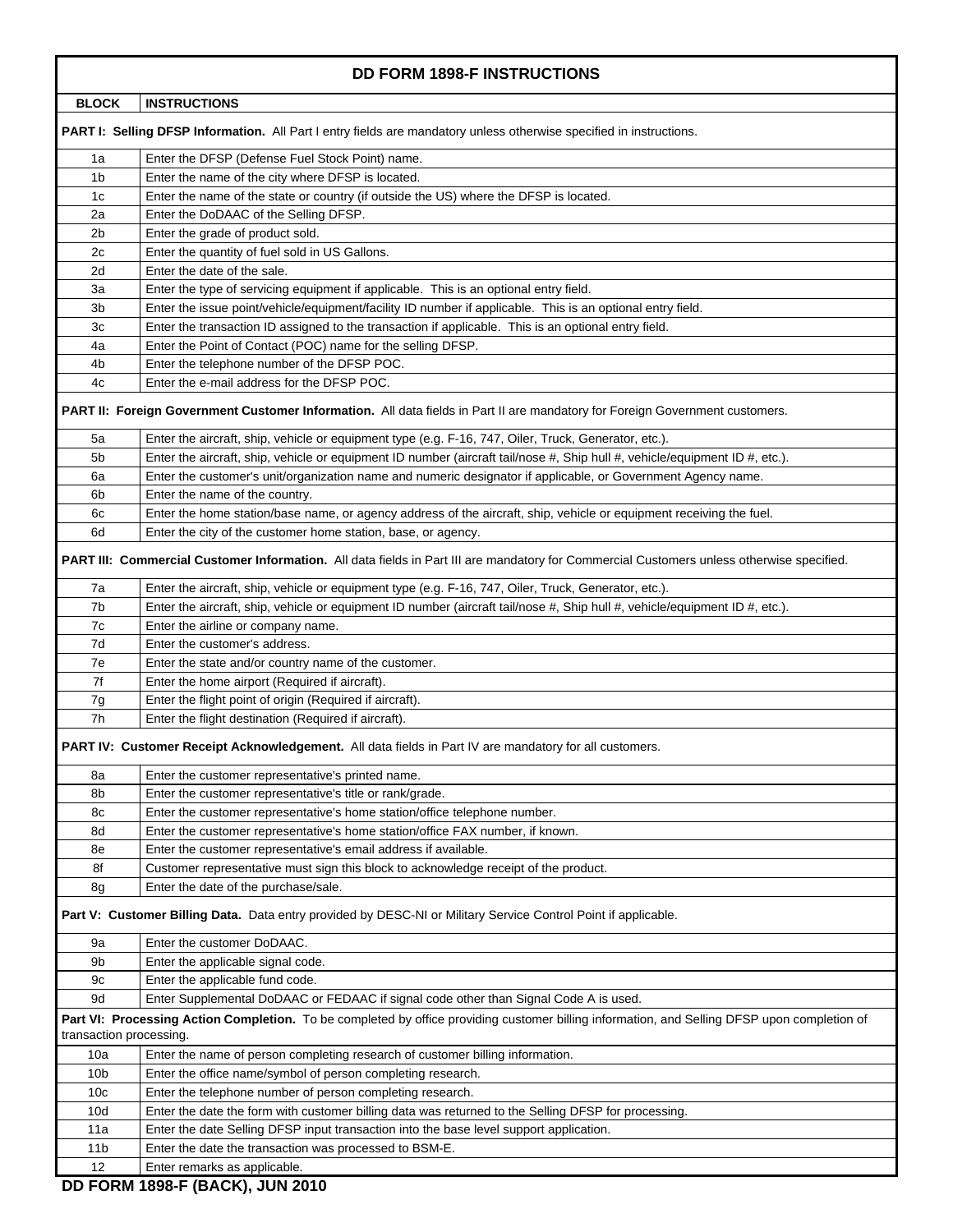# DD FORM 1898-F INSTRUCTIONS

| BLOCK | INSTRUCTIONS |
|---|---|
| **PART I: Selling DFSP Information.** All Part I entry fields are mandatory unless otherwise specified in instructions. | |
| 1a | Enter the DFSP (Defense Fuel Stock Point) name. |
| 1b | Enter the name of the city where DFSP is located. |
| 1c | Enter the name of the state or country (if outside the US) where the DFSP is located. |
| 2a | Enter the DoDAAC of the Selling DFSP. |
| 2b | Enter the grade of product sold. |
| 2c | Enter the quantity of fuel sold in US Gallons. |
| 2d | Enter the date of the sale. |
| 3a | Enter the type of servicing equipment if applicable. This is an optional entry field. |
| 3b | Enter the issue point/vehicle/equipment/facility ID number if applicable. This is an optional entry field. |
| 3c | Enter the transaction ID assigned to the transaction if applicable. This is an optional entry field. |
| 4a | Enter the Point of Contact (POC) name for the selling DFSP. |
| 4b | Enter the telephone number of the DFSP POC. |
| 4c | Enter the e-mail address for the DFSP POC. |
| **PART II: Foreign Government Customer Information.** All data fields in Part II are mandatory for Foreign Government customers. | |
| 5a | Enter the aircraft, ship, vehicle or equipment type (e.g. F-16, 747, Oiler, Truck, Generator, etc.). |
| 5b | Enter the aircraft, ship, vehicle or equipment ID number (aircraft tail/nose #, Ship hull #, vehicle/equipment ID #, etc.). |
| 6a | Enter the customer's unit/organization name and numeric designator if applicable, or Government Agency name. |
| 6b | Enter the name of the country. |
| 6c | Enter the home station/base name, or agency address of the aircraft, ship, vehicle or equipment receiving the fuel. |
| 6d | Enter the city of the customer home station, base, or agency. |
| **PART III: Commercial Customer Information.** All data fields in Part III are mandatory for Commercial Customers unless otherwise specified. | |
| 7a | Enter the aircraft, ship, vehicle or equipment type (e.g. F-16, 747, Oiler, Truck, Generator, etc.). |
| 7b | Enter the aircraft, ship, vehicle or equipment ID number (aircraft tail/nose #, Ship hull #, vehicle/equipment ID #, etc.). |
| 7c | Enter the airline or company name. |
| 7d | Enter the customer's address. |
| 7e | Enter the state and/or country name of the customer. |
| 7f | Enter the home airport (Required if aircraft). |
| 7g | Enter the flight point of origin (Required if aircraft). |
| 7h | Enter the flight destination (Required if aircraft). |
| **PART IV: Customer Receipt Acknowledgement.** All data fields in Part IV are mandatory for all customers. | |
| 8a | Enter the customer representative's printed name. |
| 8b | Enter the customer representative's title or rank/grade. |
| 8c | Enter the customer representative's home station/office telephone number. |
| 8d | Enter the customer representative's home station/office FAX number, if known. |
| 8e | Enter the customer representative's email address if available. |
| 8f | Customer representative must sign this block to acknowledge receipt of the product. |
| 8g | Enter the date of the purchase/sale. |
| **Part V: Customer Billing Data.** Data entry provided by DESC-NI or Military Service Control Point if applicable. | |
| 9a | Enter the customer DoDAAC. |
| 9b | Enter the applicable signal code. |
| 9c | Enter the applicable fund code. |
| 9d | Enter Supplemental DoDAAC or FEDAAC if signal code other than Signal Code A is used. |
| **Part VI: Processing Action Completion.** To be completed by office providing customer billing information, and Selling DFSP upon completion of transaction processing. | |
| 10a | Enter the name of person completing research of customer billing information. |
| 10b | Enter the office name/symbol of person completing research. |
| 10c | Enter the telephone number of person completing research. |
| 10d | Enter the date the form with customer billing data was returned to the Selling DFSP for processing. |
| 11a | Enter the date Selling DFSP input transaction into the base level support application. |
| 11b | Enter the date the transaction was processed to BSM-E. |
| 12 | Enter remarks as applicable. |

**DD FORM 1898-F (BACK), JUN 2010**